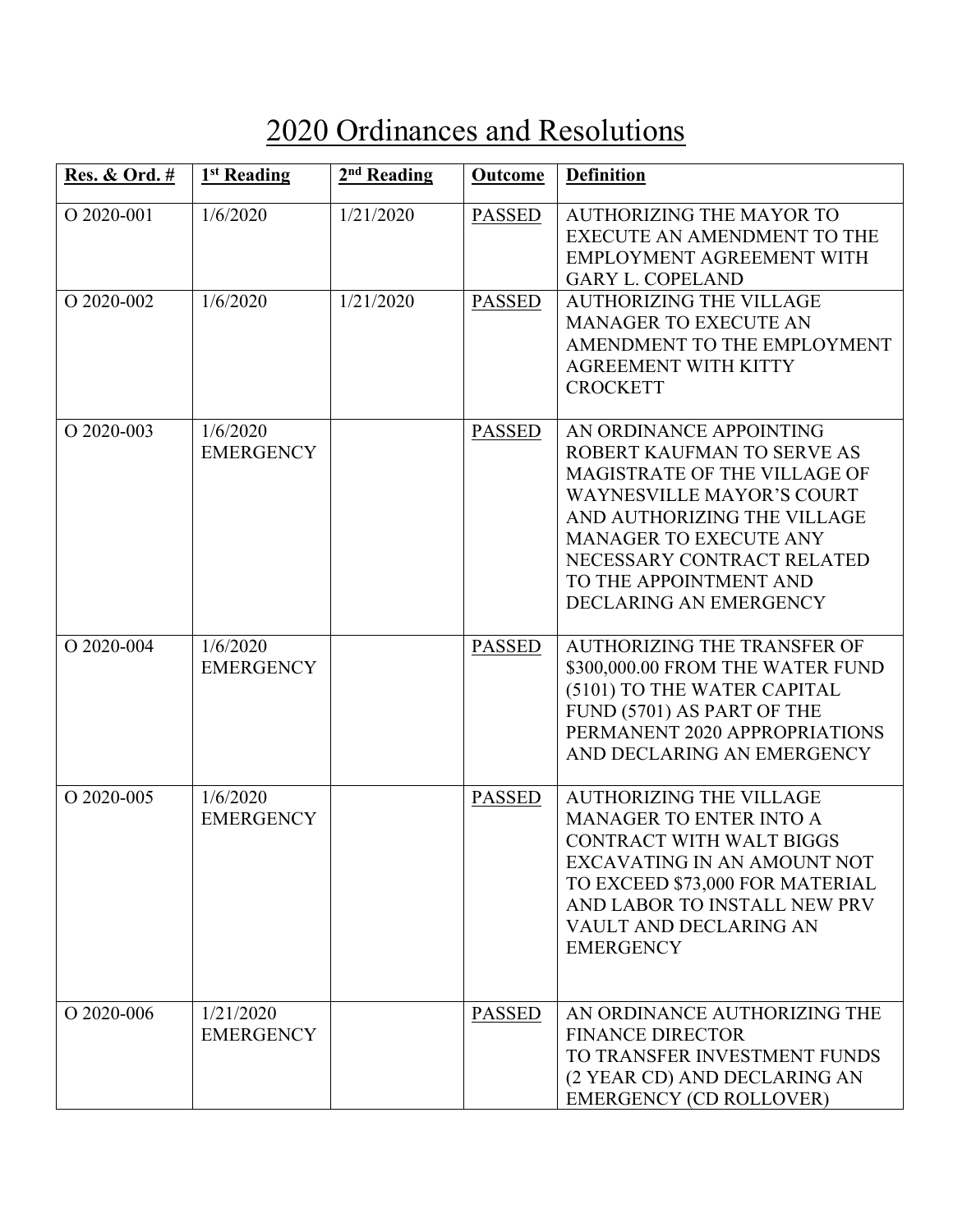# 2020 Ordinances and Resolutions

| Res. & Ord. # | 1st Reading | 2nd Reading | Outcome | Definition |
|---|---|---|---|---|
| O 2020-001 | 1/6/2020 | 1/21/2020 | PASSED | AUTHORIZING THE MAYOR TO EXECUTE AN AMENDMENT TO THE EMPLOYMENT AGREEMENT WITH GARY L. COPELAND |
| O 2020-002 | 1/6/2020 | 1/21/2020 | PASSED | AUTHORIZING THE VILLAGE MANAGER TO EXECUTE AN AMENDMENT TO THE EMPLOYMENT AGREEMENT WITH KITTY CROCKETT |
| O 2020-003 | 1/6/2020 EMERGENCY | | PASSED | AN ORDINANCE APPOINTING ROBERT KAUFMAN TO SERVE AS MAGISTRATE OF THE VILLAGE OF WAYNESVILLE MAYOR'S COURT AND AUTHORIZING THE VILLAGE MANAGER TO EXECUTE ANY NECESSARY CONTRACT RELATED TO THE APPOINTMENT AND DECLARING AN EMERGENCY |
| O 2020-004 | 1/6/2020 EMERGENCY | | PASSED | AUTHORIZING THE TRANSFER OF \$300,000.00 FROM THE WATER FUND (5101) TO THE WATER CAPITAL FUND (5701) AS PART OF THE PERMANENT 2020 APPROPRIATIONS AND DECLARING AN EMERGENCY |
| O 2020-005 | 1/6/2020 EMERGENCY | | PASSED | AUTHORIZING THE VILLAGE MANAGER TO ENTER INTO A CONTRACT WITH WALT BIGGS EXCAVATING IN AN AMOUNT NOT TO EXCEED \$73,000 FOR MATERIAL AND LABOR TO INSTALL NEW PRV VAULT AND DECLARING AN EMERGENCY |
| O 2020-006 | 1/21/2020 EMERGENCY | | PASSED | AN ORDINANCE AUTHORIZING THE FINANCE DIRECTOR TO TRANSFER INVESTMENT FUNDS (2 YEAR CD) AND DECLARING AN EMERGENCY (CD ROLLOVER) |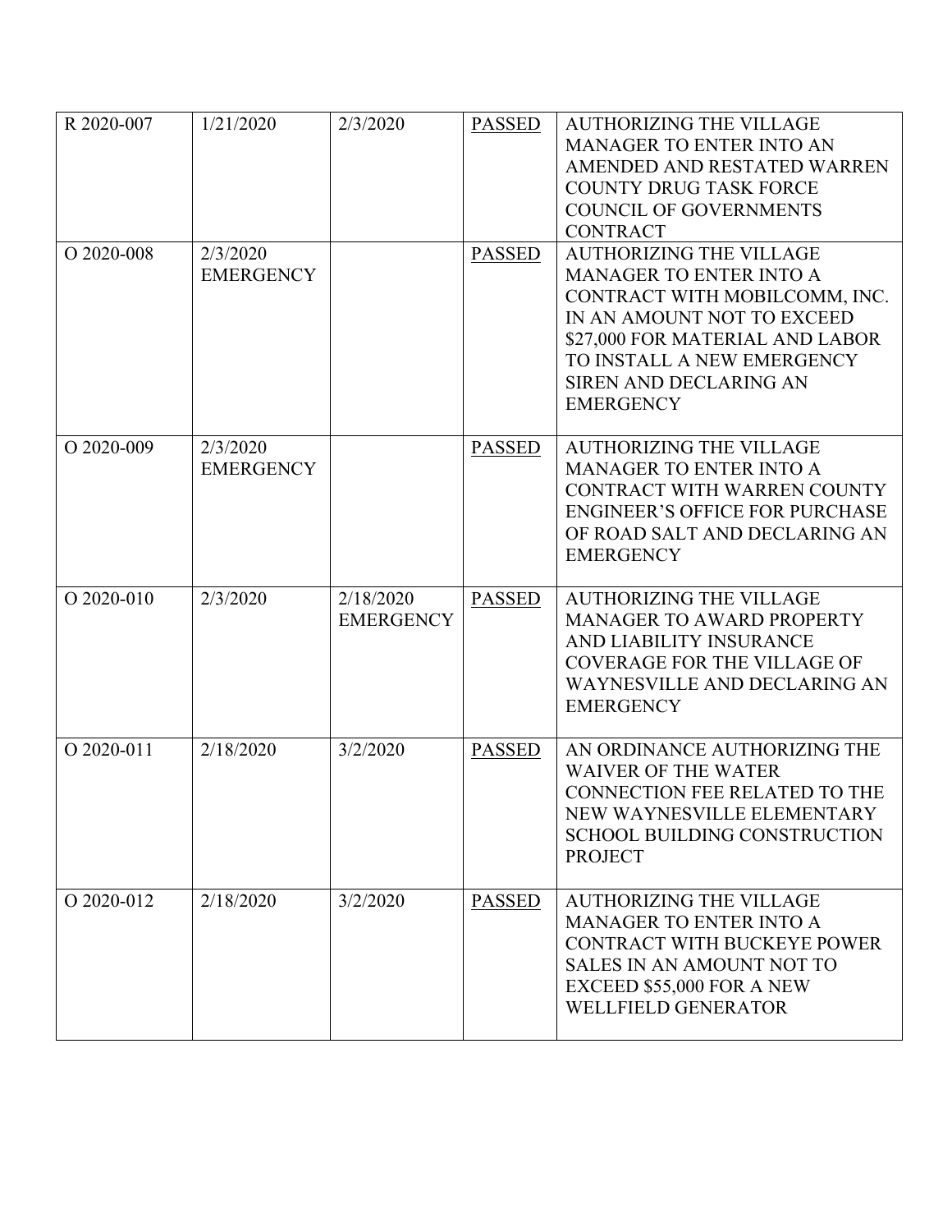| | | | | |
|---|---|---|---|---|
| R 2020-007 | 1/21/2020 | 2/3/2020 | PASSED | AUTHORIZING THE VILLAGE MANAGER TO ENTER INTO AN AMENDED AND RESTATED WARREN COUNTY DRUG TASK FORCE COUNCIL OF GOVERNMENTS CONTRACT |
| O 2020-008 | 2/3/2020 EMERGENCY | | PASSED | AUTHORIZING THE VILLAGE MANAGER TO ENTER INTO A CONTRACT WITH MOBILCOMM, INC. IN AN AMOUNT NOT TO EXCEED $27,000 FOR MATERIAL AND LABOR TO INSTALL A NEW EMERGENCY SIREN AND DECLARING AN EMERGENCY |
| O 2020-009 | 2/3/2020 EMERGENCY | | PASSED | AUTHORIZING THE VILLAGE MANAGER TO ENTER INTO A CONTRACT WITH WARREN COUNTY ENGINEER'S OFFICE FOR PURCHASE OF ROAD SALT AND DECLARING AN EMERGENCY |
| O 2020-010 | 2/3/2020 | 2/18/2020 EMERGENCY | PASSED | AUTHORIZING THE VILLAGE MANAGER TO AWARD PROPERTY AND LIABILITY INSURANCE COVERAGE FOR THE VILLAGE OF WAYNESVILLE AND DECLARING AN EMERGENCY |
| O 2020-011 | 2/18/2020 | 3/2/2020 | PASSED | AN ORDINANCE AUTHORIZING THE WAIVER OF THE WATER CONNECTION FEE RELATED TO THE NEW WAYNESVILLE ELEMENTARY SCHOOL BUILDING CONSTRUCTION PROJECT |
| O 2020-012 | 2/18/2020 | 3/2/2020 | PASSED | AUTHORIZING THE VILLAGE MANAGER TO ENTER INTO A CONTRACT WITH BUCKEYE POWER SALES IN AN AMOUNT NOT TO EXCEED $55,000 FOR A NEW WELLFIELD GENERATOR |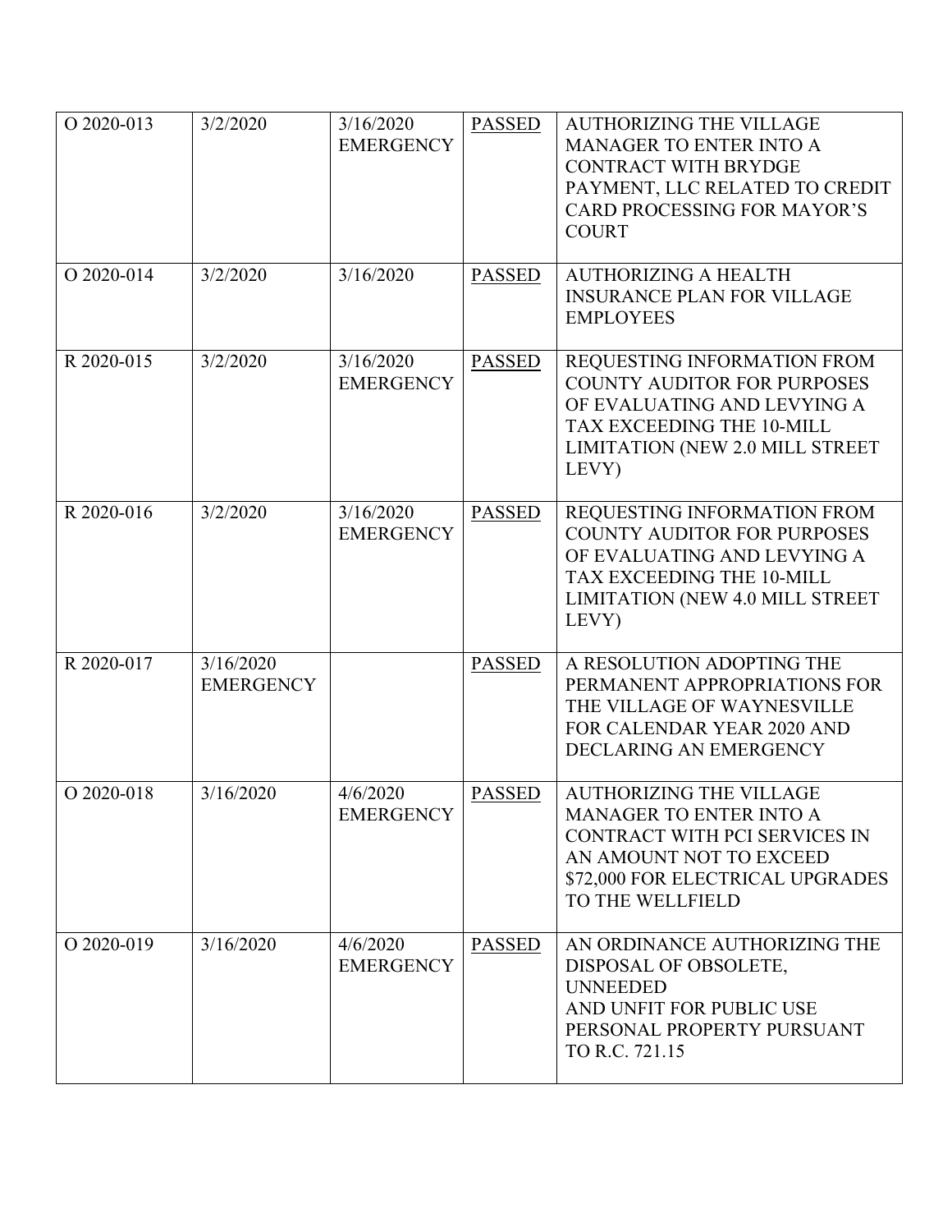| O 2020-013 | 3/2/2020 | 3/16/2020 EMERGENCY | PASSED | AUTHORIZING THE VILLAGE MANAGER TO ENTER INTO A CONTRACT WITH BRYDGE PAYMENT, LLC RELATED TO CREDIT CARD PROCESSING FOR MAYOR'S COURT |
|---|---|---|---|---|
| O 2020-014 | 3/2/2020 | 3/16/2020 | PASSED | AUTHORIZING A HEALTH INSURANCE PLAN FOR VILLAGE EMPLOYEES |
| R 2020-015 | 3/2/2020 | 3/16/2020 EMERGENCY | PASSED | REQUESTING INFORMATION FROM COUNTY AUDITOR FOR PURPOSES OF EVALUATING AND LEVYING A TAX EXCEEDING THE 10-MILL LIMITATION (NEW 2.0 MILL STREET LEVY) |
| R 2020-016 | 3/2/2020 | 3/16/2020 EMERGENCY | PASSED | REQUESTING INFORMATION FROM COUNTY AUDITOR FOR PURPOSES OF EVALUATING AND LEVYING A TAX EXCEEDING THE 10-MILL LIMITATION (NEW 4.0 MILL STREET LEVY) |
| R 2020-017 | 3/16/2020 EMERGENCY | | PASSED | A RESOLUTION ADOPTING THE PERMANENT APPROPRIATIONS FOR THE VILLAGE OF WAYNESVILLE FOR CALENDAR YEAR 2020 AND DECLARING AN EMERGENCY |
| O 2020-018 | 3/16/2020 | 4/6/2020 EMERGENCY | PASSED | AUTHORIZING THE VILLAGE MANAGER TO ENTER INTO A CONTRACT WITH PCI SERVICES IN AN AMOUNT NOT TO EXCEED $72,000 FOR ELECTRICAL UPGRADES TO THE WELLFIELD |
| O 2020-019 | 3/16/2020 | 4/6/2020 EMERGENCY | PASSED | AN ORDINANCE AUTHORIZING THE DISPOSAL OF OBSOLETE, UNNEEDED AND UNFIT FOR PUBLIC USE PERSONAL PROPERTY PURSUANT TO R.C. 721.15 |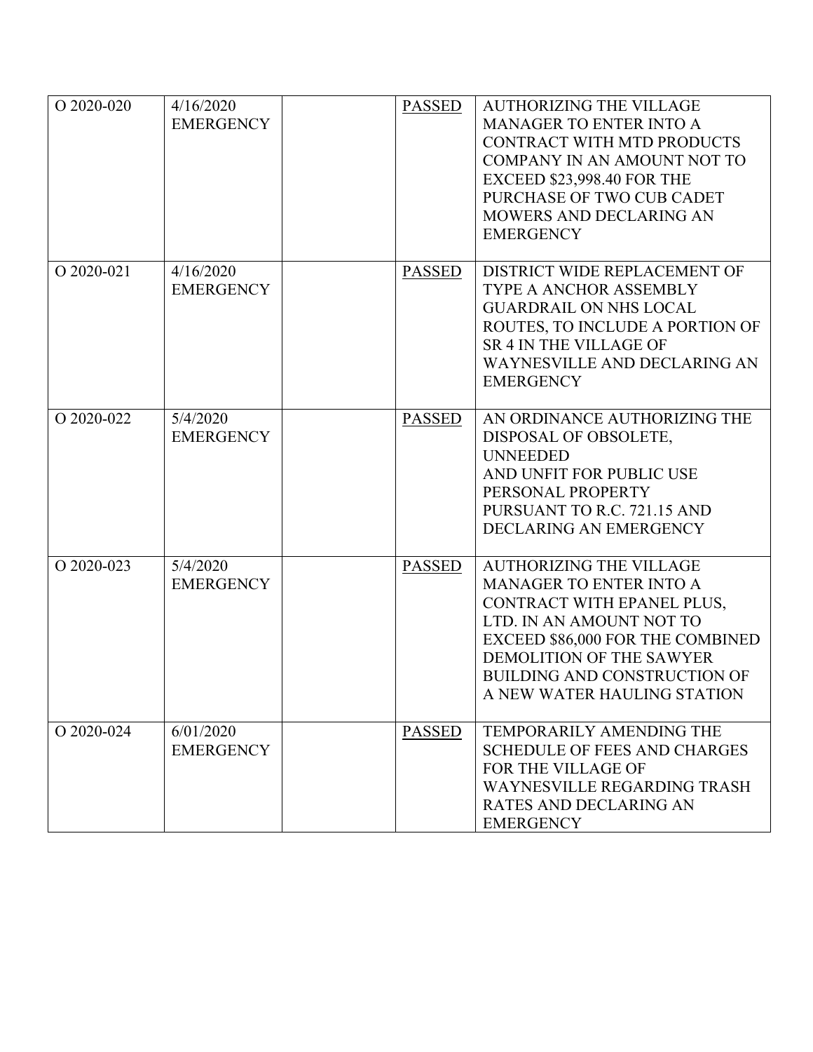| O 2020-020 | 4/16/2020 EMERGENCY | | PASSED | AUTHORIZING THE VILLAGE MANAGER TO ENTER INTO A CONTRACT WITH MTD PRODUCTS COMPANY IN AN AMOUNT NOT TO EXCEED $23,998.40 FOR THE PURCHASE OF TWO CUB CADET MOWERS AND DECLARING AN EMERGENCY |
|---|---|---|---|---|
| O 2020-021 | 4/16/2020 EMERGENCY | | PASSED | DISTRICT WIDE REPLACEMENT OF TYPE A ANCHOR ASSEMBLY GUARDRAIL ON NHS LOCAL ROUTES, TO INCLUDE A PORTION OF SR 4 IN THE VILLAGE OF WAYNESVILLE AND DECLARING AN EMERGENCY |
| O 2020-022 | 5/4/2020 EMERGENCY | | PASSED | AN ORDINANCE AUTHORIZING THE DISPOSAL OF OBSOLETE, UNNEEDED AND UNFIT FOR PUBLIC USE PERSONAL PROPERTY PURSUANT TO R.C. 721.15 AND DECLARING AN EMERGENCY |
| O 2020-023 | 5/4/2020 EMERGENCY | | PASSED | AUTHORIZING THE VILLAGE MANAGER TO ENTER INTO A CONTRACT WITH EPANEL PLUS, LTD. IN AN AMOUNT NOT TO EXCEED $86,000 FOR THE COMBINED DEMOLITION OF THE SAWYER BUILDING AND CONSTRUCTION OF A NEW WATER HAULING STATION |
| O 2020-024 | 6/01/2020 EMERGENCY | | PASSED | TEMPORARILY AMENDING THE SCHEDULE OF FEES AND CHARGES FOR THE VILLAGE OF WAYNESVILLE REGARDING TRASH RATES AND DECLARING AN EMERGENCY |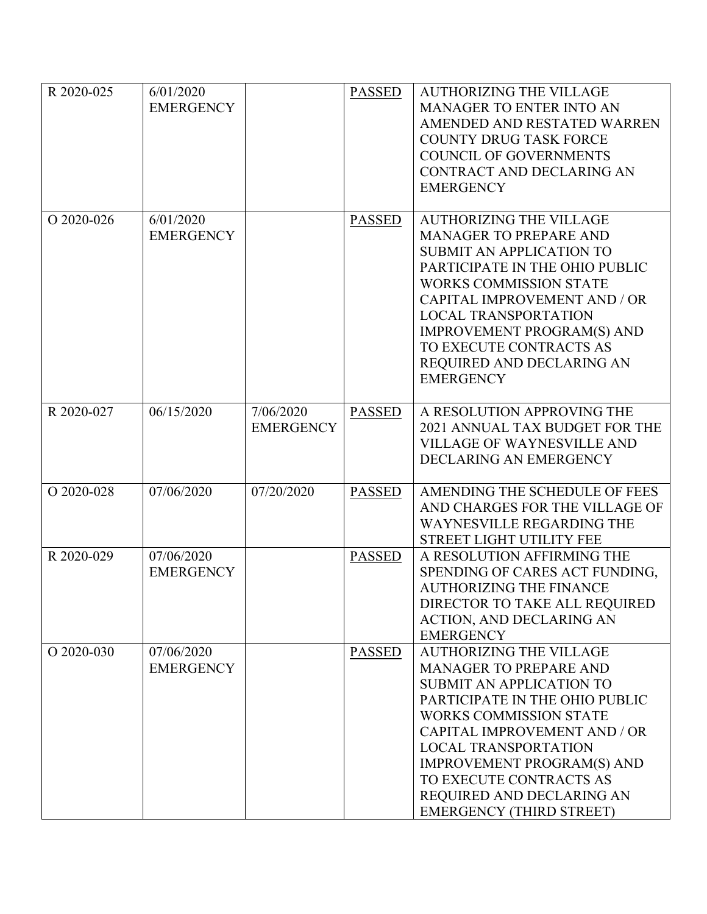| | | | | |
|---|---|---|---|---|
| R 2020-025 | 6/01/2020 EMERGENCY | | PASSED | AUTHORIZING THE VILLAGE MANAGER TO ENTER INTO AN AMENDED AND RESTATED WARREN COUNTY DRUG TASK FORCE COUNCIL OF GOVERNMENTS CONTRACT AND DECLARING AN EMERGENCY |
| O 2020-026 | 6/01/2020 EMERGENCY | | PASSED | AUTHORIZING THE VILLAGE MANAGER TO PREPARE AND SUBMIT AN APPLICATION TO PARTICIPATE IN THE OHIO PUBLIC WORKS COMMISSION STATE CAPITAL IMPROVEMENT AND / OR LOCAL TRANSPORTATION IMPROVEMENT PROGRAM(S) AND TO EXECUTE CONTRACTS AS REQUIRED AND DECLARING AN EMERGENCY |
| R 2020-027 | 06/15/2020 | 7/06/2020 EMERGENCY | PASSED | A RESOLUTION APPROVING THE 2021 ANNUAL TAX BUDGET FOR THE VILLAGE OF WAYNESVILLE AND DECLARING AN EMERGENCY |
| O 2020-028 | 07/06/2020 | 07/20/2020 | PASSED | AMENDING THE SCHEDULE OF FEES AND CHARGES FOR THE VILLAGE OF WAYNESVILLE REGARDING THE STREET LIGHT UTILITY FEE |
| R 2020-029 | 07/06/2020 EMERGENCY | | PASSED | A RESOLUTION AFFIRMING THE SPENDING OF CARES ACT FUNDING, AUTHORIZING THE FINANCE DIRECTOR TO TAKE ALL REQUIRED ACTION, AND DECLARING AN EMERGENCY |
| O 2020-030 | 07/06/2020 EMERGENCY | | PASSED | AUTHORIZING THE VILLAGE MANAGER TO PREPARE AND SUBMIT AN APPLICATION TO PARTICIPATE IN THE OHIO PUBLIC WORKS COMMISSION STATE CAPITAL IMPROVEMENT AND / OR LOCAL TRANSPORTATION IMPROVEMENT PROGRAM(S) AND TO EXECUTE CONTRACTS AS REQUIRED AND DECLARING AN EMERGENCY (THIRD STREET) |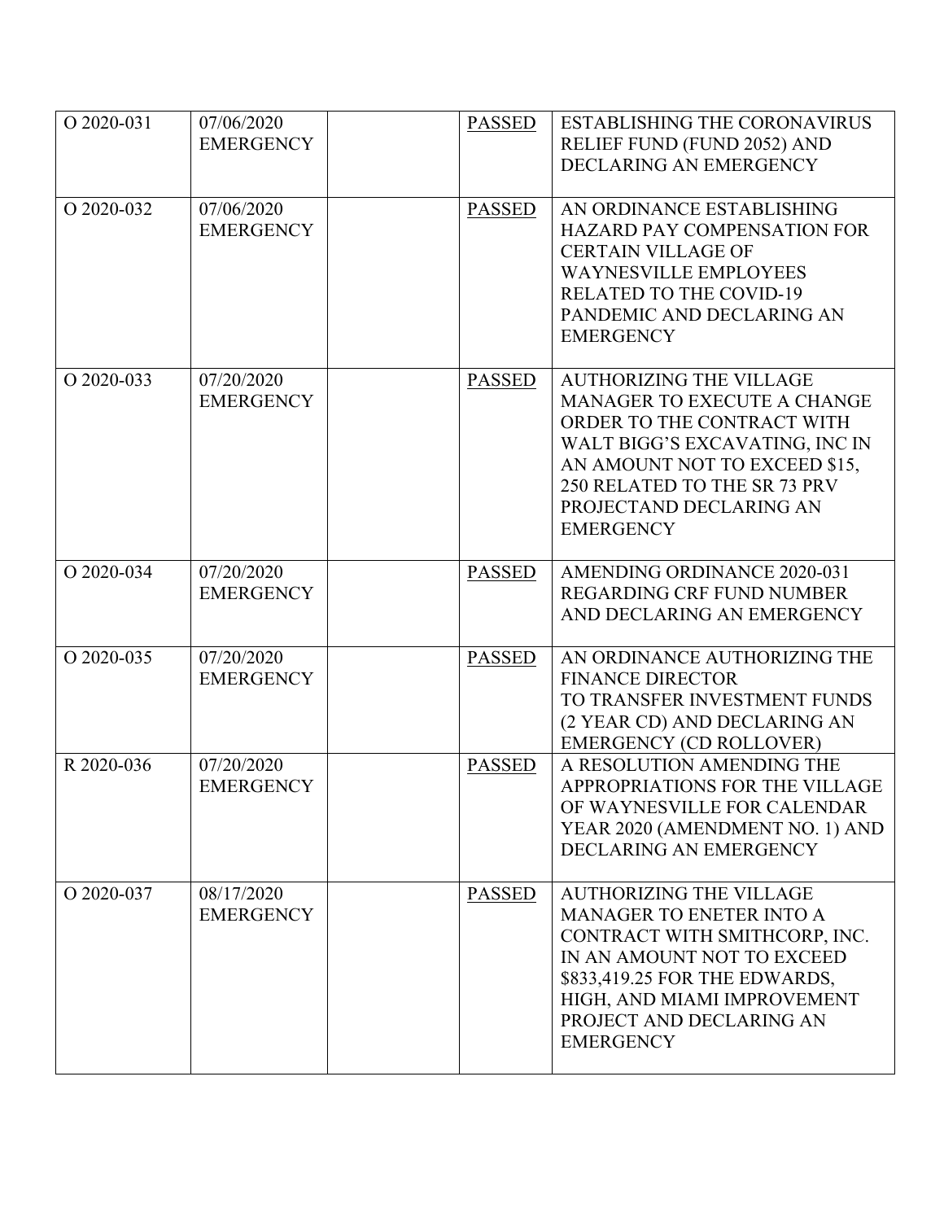| | | | | |
|---|---|---|---|---|
| O 2020-031 | 07/06/2020 EMERGENCY | | PASSED | ESTABLISHING THE CORONAVIRUS RELIEF FUND (FUND 2052) AND DECLARING AN EMERGENCY |
| O 2020-032 | 07/06/2020 EMERGENCY | | PASSED | AN ORDINANCE ESTABLISHING HAZARD PAY COMPENSATION FOR CERTAIN VILLAGE OF WAYNESVILLE EMPLOYEES RELATED TO THE COVID-19 PANDEMIC AND DECLARING AN EMERGENCY |
| O 2020-033 | 07/20/2020 EMERGENCY | | PASSED | AUTHORIZING THE VILLAGE MANAGER TO EXECUTE A CHANGE ORDER TO THE CONTRACT WITH WALT BIGG'S EXCAVATING, INC IN AN AMOUNT NOT TO EXCEED $15, 250 RELATED TO THE SR 73 PRV PROJECTAND DECLARING AN EMERGENCY |
| O 2020-034 | 07/20/2020 EMERGENCY | | PASSED | AMENDING ORDINANCE 2020-031 REGARDING CRF FUND NUMBER AND DECLARING AN EMERGENCY |
| O 2020-035 | 07/20/2020 EMERGENCY | | PASSED | AN ORDINANCE AUTHORIZING THE FINANCE DIRECTOR TO TRANSFER INVESTMENT FUNDS (2 YEAR CD) AND DECLARING AN EMERGENCY (CD ROLLOVER) |
| R 2020-036 | 07/20/2020 EMERGENCY | | PASSED | A RESOLUTION AMENDING THE APPROPRIATIONS FOR THE VILLAGE OF WAYNESVILLE FOR CALENDAR YEAR 2020 (AMENDMENT NO. 1) AND DECLARING AN EMERGENCY |
| O 2020-037 | 08/17/2020 EMERGENCY | | PASSED | AUTHORIZING THE VILLAGE MANAGER TO ENETER INTO A CONTRACT WITH SMITHCORP, INC. IN AN AMOUNT NOT TO EXCEED $833,419.25 FOR THE EDWARDS, HIGH, AND MIAMI IMPROVEMENT PROJECT AND DECLARING AN EMERGENCY |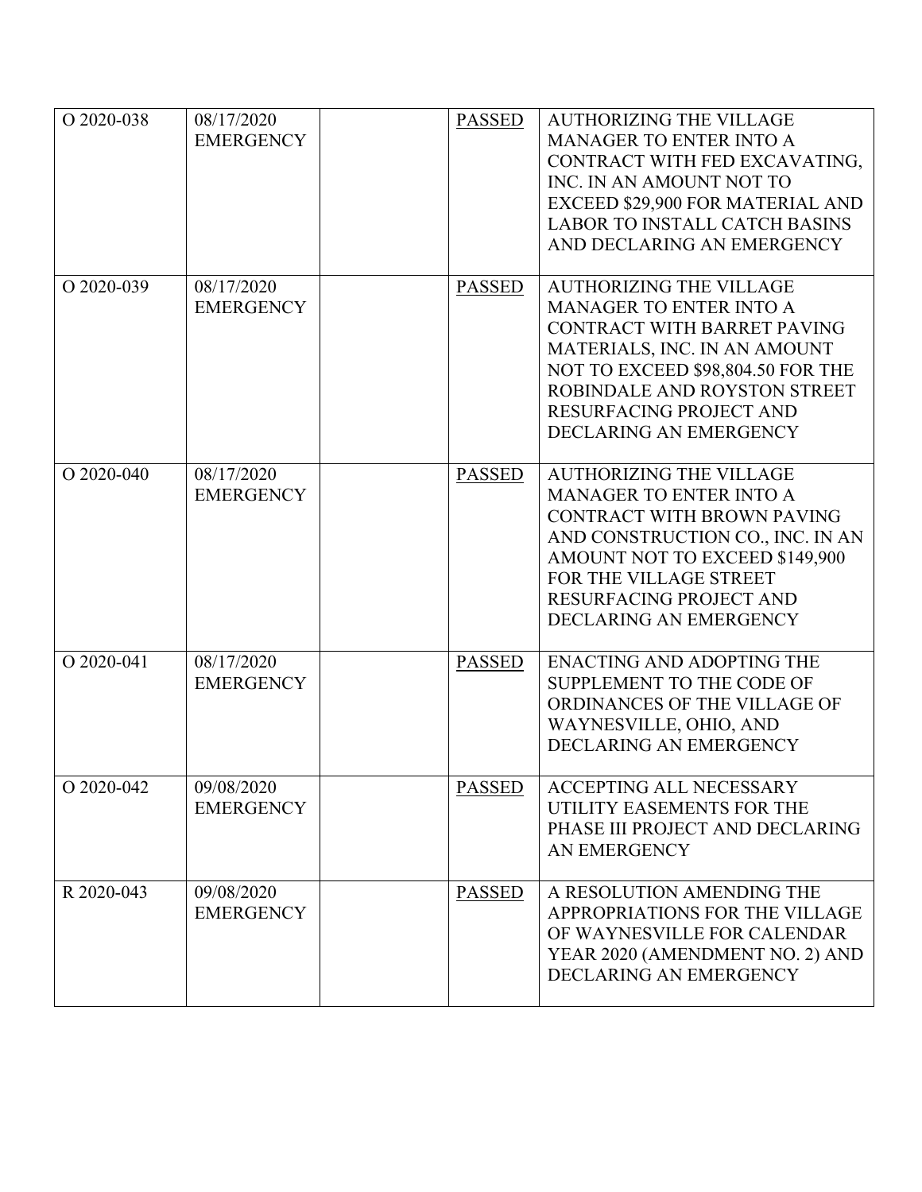| | | | | |
|---|---|---|---|---|
| O 2020-038 | 08/17/2020 EMERGENCY | | PASSED | AUTHORIZING THE VILLAGE MANAGER TO ENTER INTO A CONTRACT WITH FED EXCAVATING, INC. IN AN AMOUNT NOT TO EXCEED $29,900 FOR MATERIAL AND LABOR TO INSTALL CATCH BASINS AND DECLARING AN EMERGENCY |
| O 2020-039 | 08/17/2020 EMERGENCY | | PASSED | AUTHORIZING THE VILLAGE MANAGER TO ENTER INTO A CONTRACT WITH BARRET PAVING MATERIALS, INC. IN AN AMOUNT NOT TO EXCEED $98,804.50 FOR THE ROBINDALE AND ROYSTON STREET RESURFACING PROJECT AND DECLARING AN EMERGENCY |
| O 2020-040 | 08/17/2020 EMERGENCY | | PASSED | AUTHORIZING THE VILLAGE MANAGER TO ENTER INTO A CONTRACT WITH BROWN PAVING AND CONSTRUCTION CO., INC. IN AN AMOUNT NOT TO EXCEED $149,900 FOR THE VILLAGE STREET RESURFACING PROJECT AND DECLARING AN EMERGENCY |
| O 2020-041 | 08/17/2020 EMERGENCY | | PASSED | ENACTING AND ADOPTING THE SUPPLEMENT TO THE CODE OF ORDINANCES OF THE VILLAGE OF WAYNESVILLE, OHIO, AND DECLARING AN EMERGENCY |
| O 2020-042 | 09/08/2020 EMERGENCY | | PASSED | ACCEPTING ALL NECESSARY UTILITY EASEMENTS FOR THE PHASE III PROJECT AND DECLARING AN EMERGENCY |
| R 2020-043 | 09/08/2020 EMERGENCY | | PASSED | A RESOLUTION AMENDING THE APPROPRIATIONS FOR THE VILLAGE OF WAYNESVILLE FOR CALENDAR YEAR 2020 (AMENDMENT NO. 2) AND DECLARING AN EMERGENCY |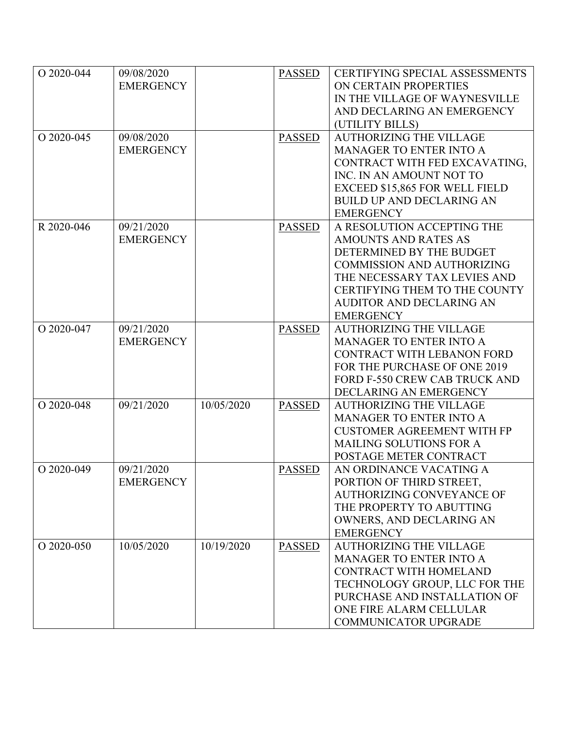| | | | | |
|---|---|---|---|---|
| O 2020-044 | 09/08/2020 EMERGENCY | | PASSED | CERTIFYING SPECIAL ASSESSMENTS ON CERTAIN PROPERTIES IN THE VILLAGE OF WAYNESVILLE AND DECLARING AN EMERGENCY (UTILITY BILLS) |
| O 2020-045 | 09/08/2020 EMERGENCY | | PASSED | AUTHORIZING THE VILLAGE MANAGER TO ENTER INTO A CONTRACT WITH FED EXCAVATING, INC. IN AN AMOUNT NOT TO EXCEED \$15,865 FOR WELL FIELD BUILD UP AND DECLARING AN EMERGENCY |
| R 2020-046 | 09/21/2020 EMERGENCY | | PASSED | A RESOLUTION ACCEPTING THE AMOUNTS AND RATES AS DETERMINED BY THE BUDGET COMMISSION AND AUTHORIZING THE NECESSARY TAX LEVIES AND CERTIFYING THEM TO THE COUNTY AUDITOR AND DECLARING AN EMERGENCY |
| O 2020-047 | 09/21/2020 EMERGENCY | | PASSED | AUTHORIZING THE VILLAGE MANAGER TO ENTER INTO A CONTRACT WITH LEBANON FORD FOR THE PURCHASE OF ONE 2019 FORD F-550 CREW CAB TRUCK AND DECLARING AN EMERGENCY |
| O 2020-048 | 09/21/2020 | 10/05/2020 | PASSED | AUTHORIZING THE VILLAGE MANAGER TO ENTER INTO A CUSTOMER AGREEMENT WITH FP MAILING SOLUTIONS FOR A POSTAGE METER CONTRACT |
| O 2020-049 | 09/21/2020 EMERGENCY | | PASSED | AN ORDINANCE VACATING A PORTION OF THIRD STREET, AUTHORIZING CONVEYANCE OF THE PROPERTY TO ABUTTING OWNERS, AND DECLARING AN EMERGENCY |
| O 2020-050 | 10/05/2020 | 10/19/2020 | PASSED | AUTHORIZING THE VILLAGE MANAGER TO ENTER INTO A CONTRACT WITH HOMELAND TECHNOLOGY GROUP, LLC FOR THE PURCHASE AND INSTALLATION OF ONE FIRE ALARM CELLULAR COMMUNICATOR UPGRADE |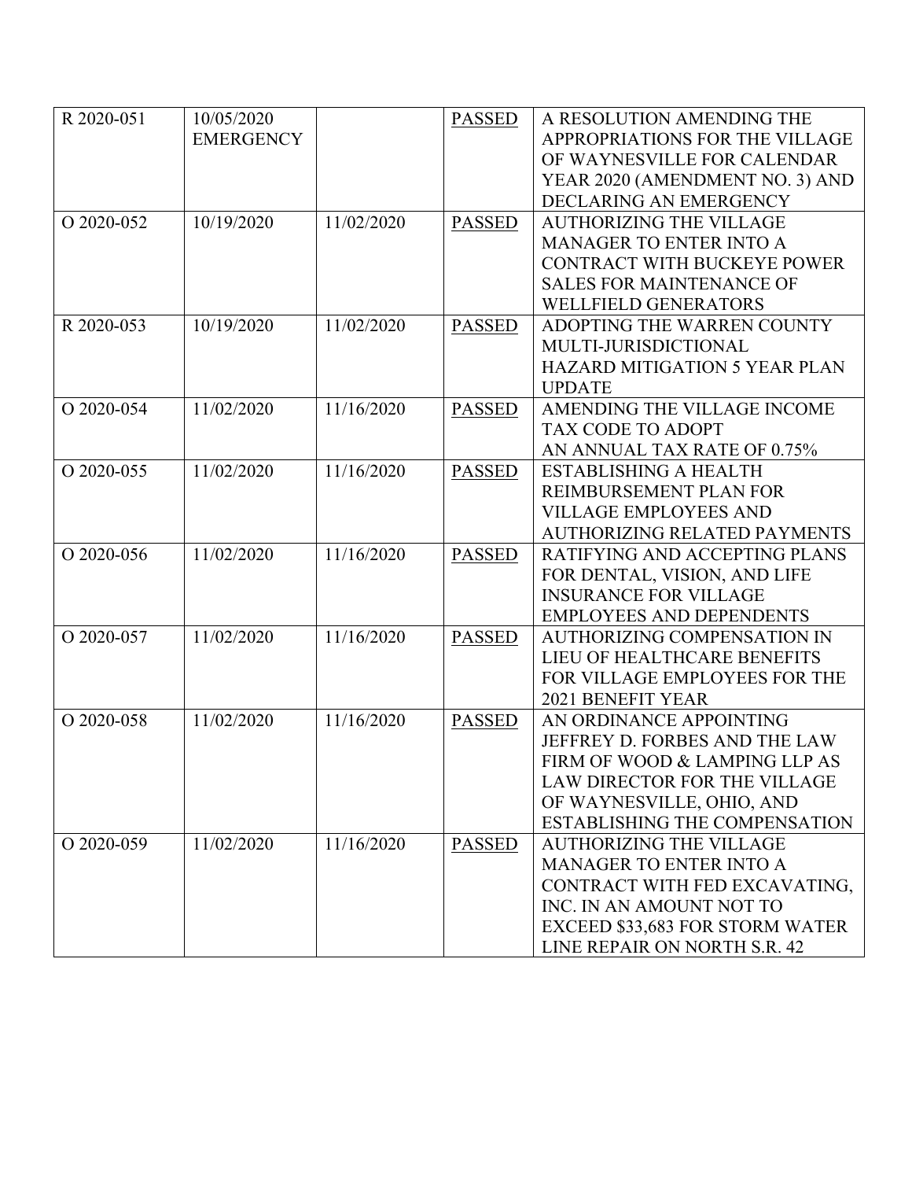| R 2020-051 | 10/05/2020 EMERGENCY | | PASSED | A RESOLUTION AMENDING THE APPROPRIATIONS FOR THE VILLAGE OF WAYNESVILLE FOR CALENDAR YEAR 2020 (AMENDMENT NO. 3) AND DECLARING AN EMERGENCY |
|---|---|---|---|---|
| O 2020-052 | 10/19/2020 | 11/02/2020 | PASSED | AUTHORIZING THE VILLAGE MANAGER TO ENTER INTO A CONTRACT WITH BUCKEYE POWER SALES FOR MAINTENANCE OF WELLFIELD GENERATORS |
| R 2020-053 | 10/19/2020 | 11/02/2020 | PASSED | ADOPTING THE WARREN COUNTY MULTI-JURISDICTIONAL HAZARD MITIGATION 5 YEAR PLAN UPDATE |
| O 2020-054 | 11/02/2020 | 11/16/2020 | PASSED | AMENDING THE VILLAGE INCOME TAX CODE TO ADOPT AN ANNUAL TAX RATE OF 0.75% |
| O 2020-055 | 11/02/2020 | 11/16/2020 | PASSED | ESTABLISHING A HEALTH REIMBURSEMENT PLAN FOR VILLAGE EMPLOYEES AND AUTHORIZING RELATED PAYMENTS |
| O 2020-056 | 11/02/2020 | 11/16/2020 | PASSED | RATIFYING AND ACCEPTING PLANS FOR DENTAL, VISION, AND LIFE INSURANCE FOR VILLAGE EMPLOYEES AND DEPENDENTS |
| O 2020-057 | 11/02/2020 | 11/16/2020 | PASSED | AUTHORIZING COMPENSATION IN LIEU OF HEALTHCARE BENEFITS FOR VILLAGE EMPLOYEES FOR THE 2021 BENEFIT YEAR |
| O 2020-058 | 11/02/2020 | 11/16/2020 | PASSED | AN ORDINANCE APPOINTING JEFFREY D. FORBES AND THE LAW FIRM OF WOOD & LAMPING LLP AS LAW DIRECTOR FOR THE VILLAGE OF WAYNESVILLE, OHIO, AND ESTABLISHING THE COMPENSATION |
| O 2020-059 | 11/02/2020 | 11/16/2020 | PASSED | AUTHORIZING THE VILLAGE MANAGER TO ENTER INTO A CONTRACT WITH FED EXCAVATING, INC. IN AN AMOUNT NOT TO EXCEED $33,683 FOR STORM WATER LINE REPAIR ON NORTH S.R. 42 |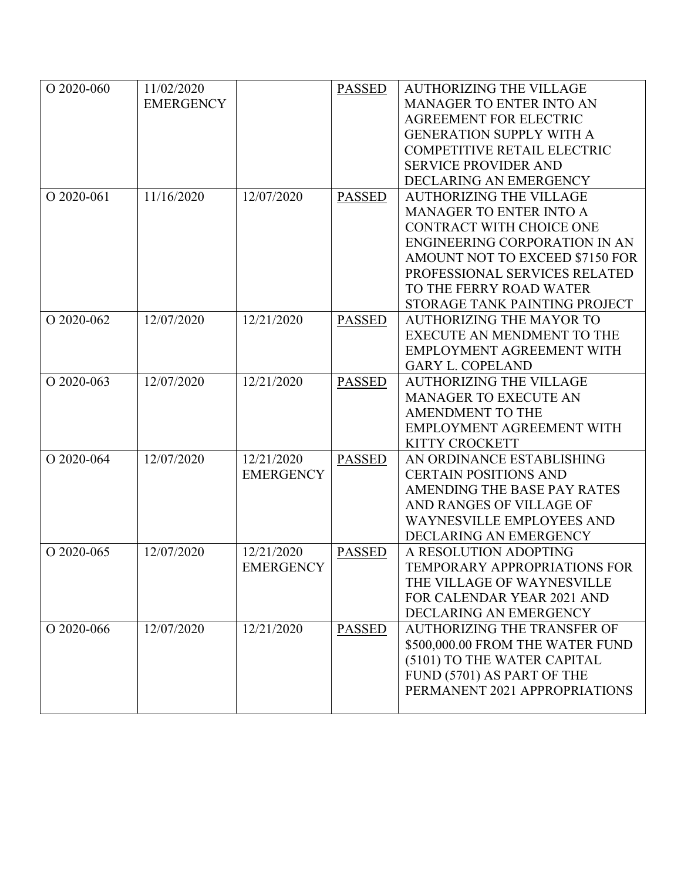| | | | | |
|---|---|---|---|---|
| O 2020-060 | 11/02/2020 EMERGENCY | | PASSED | AUTHORIZING THE VILLAGE MANAGER TO ENTER INTO AN AGREEMENT FOR ELECTRIC GENERATION SUPPLY WITH A COMPETITIVE RETAIL ELECTRIC SERVICE PROVIDER AND DECLARING AN EMERGENCY |
| O 2020-061 | 11/16/2020 | 12/07/2020 | PASSED | AUTHORIZING THE VILLAGE MANAGER TO ENTER INTO A CONTRACT WITH CHOICE ONE ENGINEERING CORPORATION IN AN AMOUNT NOT TO EXCEED $7150 FOR PROFESSIONAL SERVICES RELATED TO THE FERRY ROAD WATER STORAGE TANK PAINTING PROJECT |
| O 2020-062 | 12/07/2020 | 12/21/2020 | PASSED | AUTHORIZING THE MAYOR TO EXECUTE AN MENDMENT TO THE EMPLOYMENT AGREEMENT WITH GARY L. COPELAND |
| O 2020-063 | 12/07/2020 | 12/21/2020 | PASSED | AUTHORIZING THE VILLAGE MANAGER TO EXECUTE AN AMENDMENT TO THE EMPLOYMENT AGREEMENT WITH KITTY CROCKETT |
| O 2020-064 | 12/07/2020 | 12/21/2020 EMERGENCY | PASSED | AN ORDINANCE ESTABLISHING CERTAIN POSITIONS AND AMENDING THE BASE PAY RATES AND RANGES OF VILLAGE OF WAYNESVILLE EMPLOYEES AND DECLARING AN EMERGENCY |
| O 2020-065 | 12/07/2020 | 12/21/2020 EMERGENCY | PASSED | A RESOLUTION ADOPTING TEMPORARY APPROPRIATIONS FOR THE VILLAGE OF WAYNESVILLE FOR CALENDAR YEAR 2021 AND DECLARING AN EMERGENCY |
| O 2020-066 | 12/07/2020 | 12/21/2020 | PASSED | AUTHORIZING THE TRANSFER OF $500,000.00 FROM THE WATER FUND (5101) TO THE WATER CAPITAL FUND (5701) AS PART OF THE PERMANENT 2021 APPROPRIATIONS |